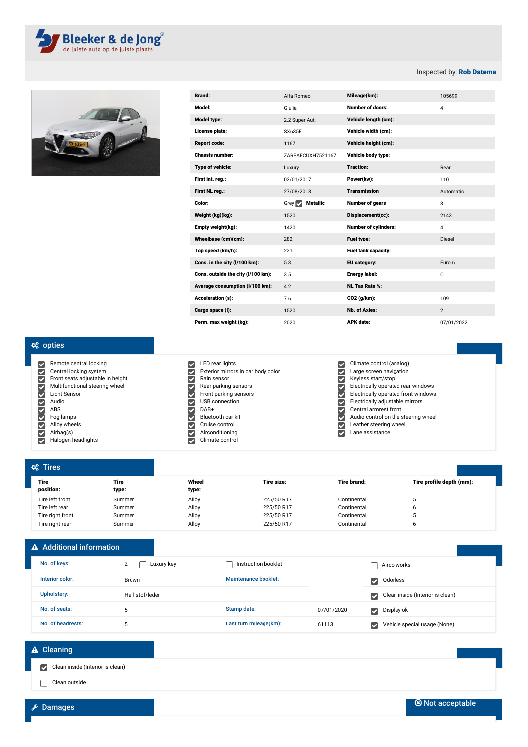Bleeker & de Jong
de juiste auto op de juiste plaats

Inspected by: **Rob Datema**

| | | | |
|---|---|---|---|
| **Brand:** | Alfa Romeo | **Mileage(km):** | 105699 |
| **Model:** | Giulia | **Number of doors:** | 4 |
| **Model type:** | 2.2 Super Aut. | **Vehicle length (cm):** | |
| **License plate:** | SX635F | **Vehicle width (cm):** | |
| **Report code:** | 1167 | **Vehicle height (cm):** | |
| **Chassis number:** | ZAREAECUXH7521167 | **Vehicle body type:** | |
| **Type of vehicle:** | Luxury | **Traction:** | Rear |
| **First int. reg.:** | 02/01/2017 | **Power(kw):** | 110 |
| **First NL reg.:** | 27/08/2018 | **Transmission** | Automatic |
| **Color:** | Grey ☑ **Metallic** | **Number of gears** | 8 |
| **Weight (kg)(kg):** | 1520 | **Displacement(cc):** | 2143 |
| **Empty weight(kg):** | 1420 | **Number of cylinders:** | 4 |
| **Wheelbase (cm)(cm):** | 282 | **Fuel type:** | Diesel |
| **Top speed (km/h):** | 221 | **Fuel tank capacity:** | |
| **Cons. in the city (l/100 km):** | 5.3 | **EU category:** | Euro 6 |
| **Cons. outside the city (l/100 km):** | 3.5 | **Energy label:** | C |
| **Avarage consumption (l/100 km):** | 4.2 | **NL Tax Rate %:** | |
| **Acceleration (s):** | 7.6 | **CO2 (g/km):** | 109 |
| **Cargo space (l):** | 1520 | **Nb. of Axles:** | 2 |
| **Perm. max weight (kg):** | 2020 | **APK date:** | 07/01/2022 |

## opties

- ☑ Remote central locking
- ☑ Central locking system
- ☑ Front seats adjustable in height
- ☑ Multifunctional steering wheel
- ☑ Licht Sensor
- ☑ Audio
- ☑ ABS
- ☑ Fog lamps
- ☑ Alloy wheels
- ☑ Airbag(s)
- ☑ Halogen headlights
- ☑ LED rear lights
- ☑ Exterior mirrors in car body color
- ☑ Rain sensor
- ☑ Rear parking sensors
- ☑ Front parking sensors
- ☑ USB connection
- ☑ DAB+
- ☑ Bluetooth car kit
- ☑ Cruise control
- ☑ Airconditioning
- ☑ Climate control
- ☑ Climate control (analog)
- ☑ Large screen navigation
- ☑ Keyless start/stop
- ☑ Electrically operated rear windows
- ☑ Electrically operated front windows
- ☑ Electrically adjustable mirrors
- ☑ Central armrest front
- ☑ Audio control on the steering wheel
- ☑ Leather steering wheel
- ☑ Lane assistance

## Tires

| Tire position: | Tire type: | Wheel type: | Tire size: | Tire brand: | Tire profile depth (mm): |
|---|---|---|---|---|---|
| Tire left front | Summer | Alloy | 225/50 R17 | Continental | 5 |
| Tire left rear | Summer | Alloy | 225/50 R17 | Continental | 6 |
| Tire right front | Summer | Alloy | 225/50 R17 | Continental | 5 |
| Tire right rear | Summer | Alloy | 225/50 R17 | Continental | 6 |

## Additional information

| | | | | |
|---|---|---|---|---|
| No. of keys: | 2 ☐ Luxury key | ☐ Instruction booklet | | ☐ Airco works |
| Interior color: | Brown | Maintenance booklet: | | ☑ Odorless |
| Upholstery: | Half stof/leder | | | ☑ Clean inside (Interior is clean) |
| No. of seats: | 5 | Stamp date: | 07/01/2020 | ☑ Display ok |
| No. of headrests: | 5 | Last turn mileage(km): | 61113 | ☑ Vehicle special usage (None) |

## Cleaning

- ☑ Clean inside (Interior is clean)
- ☐ Clean outside

## Damages

Not acceptable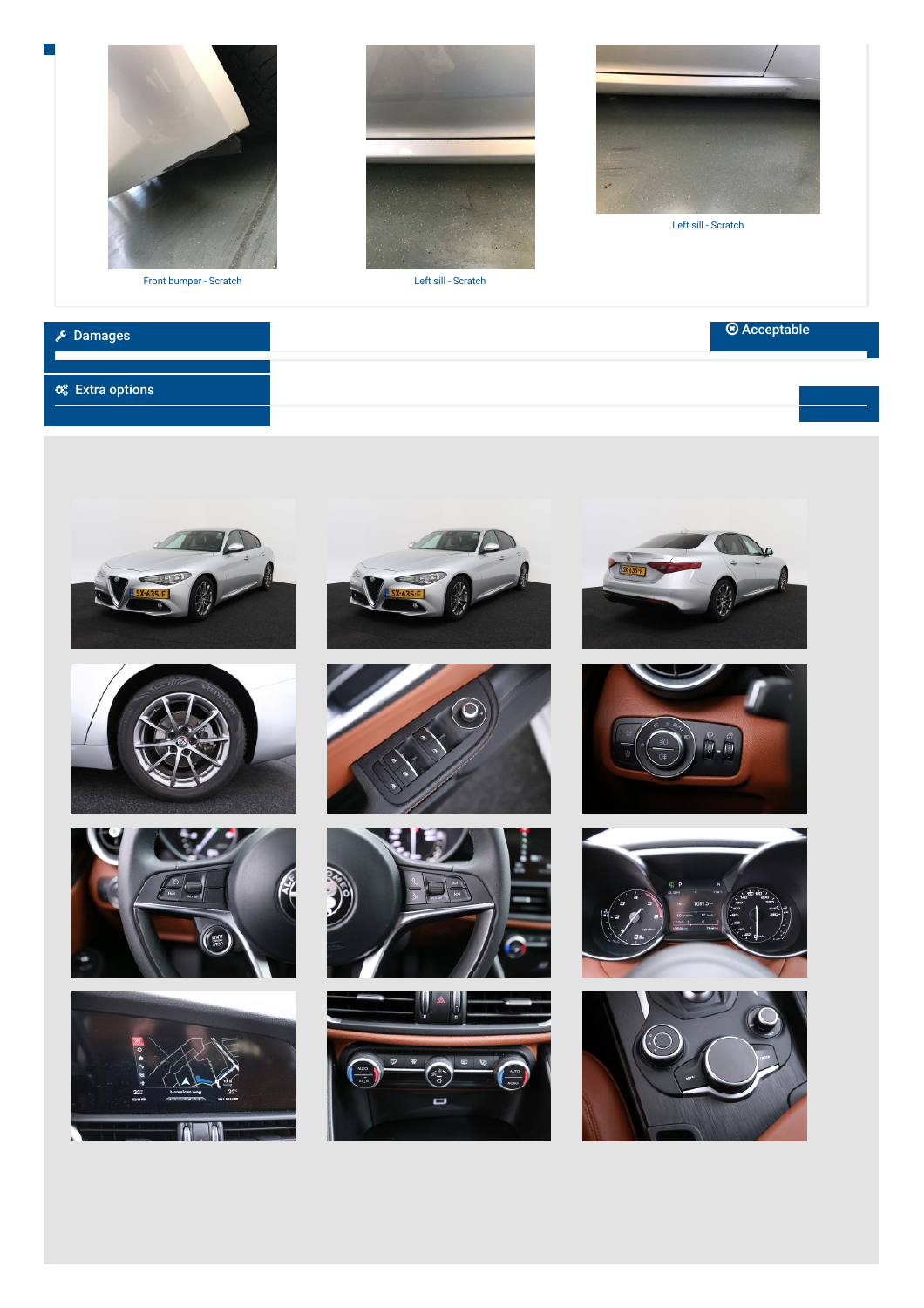Front bumper - Scratch

Left sill - Scratch

Left sill - Scratch

## Damages

Acceptable

## Extra options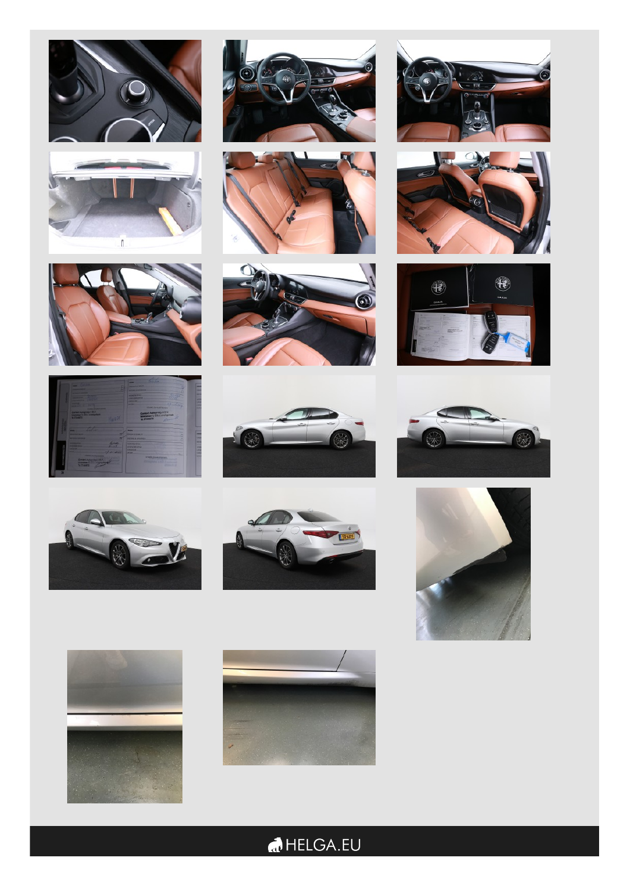HELGA.EU